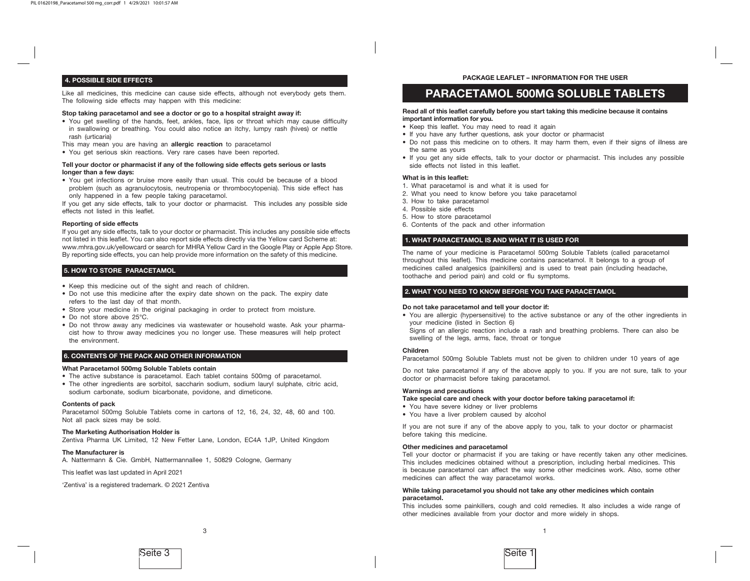PACKAGE LEAFLET – INFORMATION FOR THE USER

# PARACETAMOL 500MG SOLUBLE TABLETS

**Read all of this leaflet carefully before you start taking this medicine because it contains important information for you.**

- Keep this leaflet. You may need to read it again
- If you have any further questions, ask your doctor or pharmacist
- Do not pass this medicine on to others. It may harm them, even if their signs of illness are the same as yours
- If you get any side effects, talk to your doctor or pharmacist. This includes any possible side effects not listed in this leaflet.

**What is in this leaflet:**

1. What paracetamol is and what it is used for
2. What you need to know before you take paracetamol
3. How to take paracetamol
4. Possible side effects
5. How to store paracetamol
6. Contents of the pack and other information

## 1. WHAT PARACETAMOL IS AND WHAT IT IS USED FOR

The name of your medicine is Paracetamol 500mg Soluble Tablets (called paracetamol throughout this leaflet). This medicine contains paracetamol. It belongs to a group of medicines called analgesics (painkillers) and is used to treat pain (including headache, toothache and period pain) and cold or flu symptoms.

## 2. WHAT YOU NEED TO KNOW BEFORE YOU TAKE PARACETAMOL

**Do not take paracetamol and tell your doctor if:**

- You are allergic (hypersensitive) to the active substance or any of the other ingredients in your medicine (listed in Section 6)
  Signs of an allergic reaction include a rash and breathing problems. There can also be swelling of the legs, arms, face, throat or tongue

**Children**

Paracetamol 500mg Soluble Tablets must not be given to children under 10 years of age

Do not take paracetamol if any of the above apply to you. If you are not sure, talk to your doctor or pharmacist before taking paracetamol.

**Warnings and precautions**

**Take special care and check with your doctor before taking paracetamol if:**

- You have severe kidney or liver problems
- You have a liver problem caused by alcohol

If you are not sure if any of the above apply to you, talk to your doctor or pharmacist before taking this medicine.

**Other medicines and paracetamol**

Tell your doctor or pharmacist if you are taking or have recently taken any other medicines. This includes medicines obtained without a prescription, including herbal medicines. This is because paracetamol can affect the way some other medicines work. Also, some other medicines can affect the way paracetamol works.

**While taking paracetamol you should not take any other medicines which contain paracetamol.**

This includes some painkillers, cough and cold remedies. It also includes a wide range of other medicines available from your doctor and more widely in shops.

## 4. POSSIBLE SIDE EFFECTS

Like all medicines, this medicine can cause side effects, although not everybody gets them. The following side effects may happen with this medicine:

**Stop taking paracetamol and see a doctor or go to a hospital straight away if:**

- You get swelling of the hands, feet, ankles, face, lips or throat which may cause difficulty in swallowing or breathing. You could also notice an itchy, lumpy rash (hives) or nettle rash (urticaria)

This may mean you are having an **allergic reaction** to paracetamol

- You get serious skin reactions. Very rare cases have been reported.

**Tell your doctor or pharmacist if any of the following side effects gets serious or lasts longer than a few days:**

- You get infections or bruise more easily than usual. This could be because of a blood problem (such as agranulocytosis, neutropenia or thrombocytopenia). This side effect has only happened in a few people taking paracetamol.

If you get any side effects, talk to your doctor or pharmacist. This includes any possible side effects not listed in this leaflet.

**Reporting of side effects**

If you get any side effects, talk to your doctor or pharmacist. This includes any possible side effects not listed in this leaflet. You can also report side effects directly via the Yellow card Scheme at: www.mhra.gov.uk/yellowcard or search for MHRA Yellow Card in the Google Play or Apple App Store. By reporting side effects, you can help provide more information on the safety of this medicine.

## 5. HOW TO STORE PARACETAMOL

- Keep this medicine out of the sight and reach of children.
- Do not use this medicine after the expiry date shown on the pack. The expiry date refers to the last day of that month.
- Store your medicine in the original packaging in order to protect from moisture.
- Do not store above 25°C.
- Do not throw away any medicines via wastewater or household waste. Ask your pharmacist how to throw away medicines you no longer use. These measures will help protect the environment.

## 6. CONTENTS OF THE PACK AND OTHER INFORMATION

**What Paracetamol 500mg Soluble Tablets contain**

- The active substance is paracetamol. Each tablet contains 500mg of paracetamol.
- The other ingredients are sorbitol, saccharin sodium, sodium lauryl sulphate, citric acid, sodium carbonate, sodium bicarbonate, povidone, and dimeticone.

**Contents of pack**

Paracetamol 500mg Soluble Tablets come in cartons of 12, 16, 24, 32, 48, 60 and 100. Not all pack sizes may be sold.

**The Marketing Authorisation Holder is**

Zentiva Pharma UK Limited, 12 New Fetter Lane, London, EC4A 1JP, United Kingdom

**The Manufacturer is**

A. Nattermann & Cie. GmbH, Nattermannallee 1, 50829 Cologne, Germany

This leaflet was last updated in April 2021

'Zentiva' is a registered trademark. © 2021 Zentiva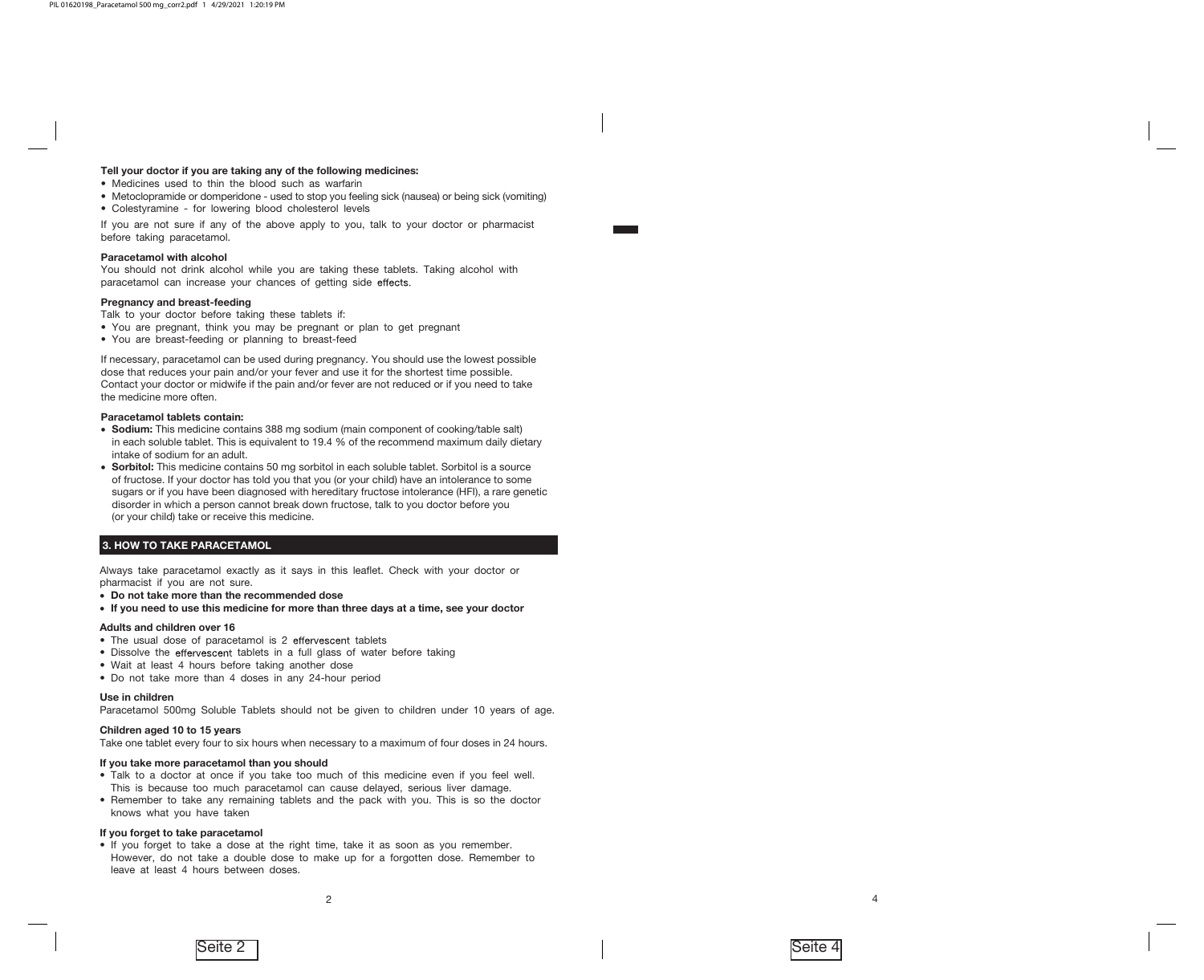**Tell your doctor if you are taking any of the following medicines:**

- Medicines used to thin the blood such as warfarin
- Metoclopramide or domperidone - used to stop you feeling sick (nausea) or being sick (vomiting)
- Colestyramine - for lowering blood cholesterol levels

If you are not sure if any of the above apply to you, talk to your doctor or pharmacist before taking paracetamol.

**Paracetamol with alcohol**

You should not drink alcohol while you are taking these tablets. Taking alcohol with paracetamol can increase your chances of getting side effects.

**Pregnancy and breast-feeding**

Talk to your doctor before taking these tablets if:

- You are pregnant, think you may be pregnant or plan to get pregnant
- You are breast-feeding or planning to breast-feed

If necessary, paracetamol can be used during pregnancy. You should use the lowest possible dose that reduces your pain and/or your fever and use it for the shortest time possible. Contact your doctor or midwife if the pain and/or fever are not reduced or if you need to take the medicine more often.

**Paracetamol tablets contain:**

- **Sodium:** This medicine contains 388 mg sodium (main component of cooking/table salt) in each soluble tablet. This is equivalent to 19.4 % of the recommend maximum daily dietary intake of sodium for an adult.
- **Sorbitol:** This medicine contains 50 mg sorbitol in each soluble tablet. Sorbitol is a source of fructose. If your doctor has told you that you (or your child) have an intolerance to some sugars or if you have been diagnosed with hereditary fructose intolerance (HFI), a rare genetic disorder in which a person cannot break down fructose, talk to you doctor before you (or your child) take or receive this medicine.

## 3. HOW TO TAKE PARACETAMOL

Always take paracetamol exactly as it says in this leaflet. Check with your doctor or pharmacist if you are not sure.

- **Do not take more than the recommended dose**
- **If you need to use this medicine for more than three days at a time, see your doctor**

**Adults and children over 16**

- The usual dose of paracetamol is 2 effervescent tablets
- Dissolve the effervescent tablets in a full glass of water before taking
- Wait at least 4 hours before taking another dose
- Do not take more than 4 doses in any 24-hour period

**Use in children**

Paracetamol 500mg Soluble Tablets should not be given to children under 10 years of age.

**Children aged 10 to 15 years**

Take one tablet every four to six hours when necessary to a maximum of four doses in 24 hours.

**If you take more paracetamol than you should**

- Talk to a doctor at once if you take too much of this medicine even if you feel well. This is because too much paracetamol can cause delayed, serious liver damage.
- Remember to take any remaining tablets and the pack with you. This is so the doctor knows what you have taken

**If you forget to take paracetamol**

- If you forget to take a dose at the right time, take it as soon as you remember. However, do not take a double dose to make up for a forgotten dose. Remember to leave at least 4 hours between doses.